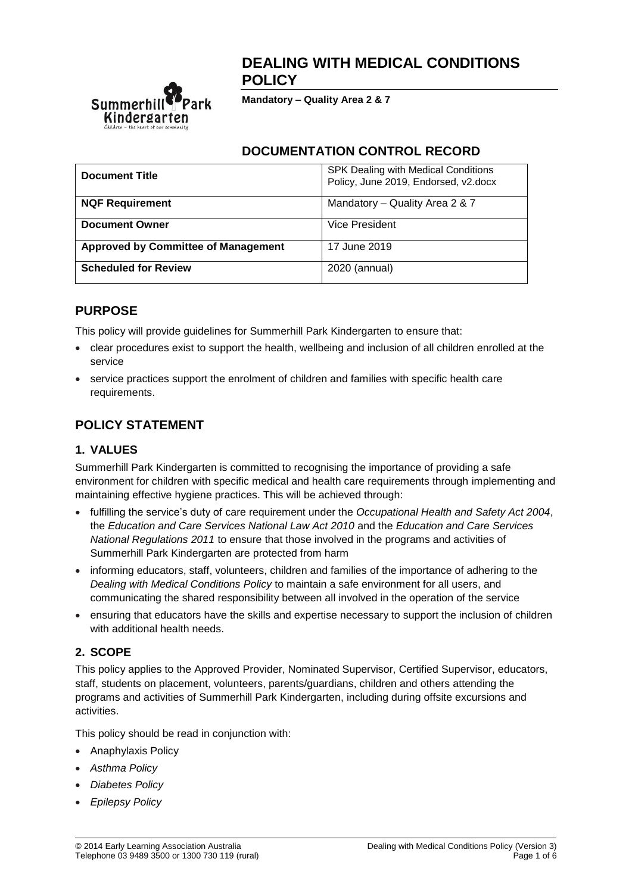# DEALING WITH MEDICAL CONDITIONS POLICY

**Mandatory – Quality Area 2 & 7**

## DOCUMENTATION CONTROL RECORD

| **Document Title** | SPK Dealing with Medical Conditions Policy, June 2019, Endorsed, v2.docx |
|---|---|
| **NQF Requirement** | Mandatory – Quality Area 2 & 7 |
| **Document Owner** | Vice President |
| **Approved by Committee of Management** | 17 June 2019 |
| **Scheduled for Review** | 2020 (annual) |

## PURPOSE

This policy will provide guidelines for Summerhill Park Kindergarten to ensure that:

- clear procedures exist to support the health, wellbeing and inclusion of all children enrolled at the service
- service practices support the enrolment of children and families with specific health care requirements.

## POLICY STATEMENT

### 1. VALUES

Summerhill Park Kindergarten is committed to recognising the importance of providing a safe environment for children with specific medical and health care requirements through implementing and maintaining effective hygiene practices. This will be achieved through:

- fulfilling the service's duty of care requirement under the *Occupational Health and Safety Act 2004*, the *Education and Care Services National Law Act 2010* and the *Education and Care Services National Regulations 2011* to ensure that those involved in the programs and activities of Summerhill Park Kindergarten are protected from harm
- informing educators, staff, volunteers, children and families of the importance of adhering to the *Dealing with Medical Conditions Policy* to maintain a safe environment for all users, and communicating the shared responsibility between all involved in the operation of the service
- ensuring that educators have the skills and expertise necessary to support the inclusion of children with additional health needs.

### 2. SCOPE

This policy applies to the Approved Provider, Nominated Supervisor, Certified Supervisor, educators, staff, students on placement, volunteers, parents/guardians, children and others attending the programs and activities of Summerhill Park Kindergarten, including during offsite excursions and activities.

This policy should be read in conjunction with:

- Anaphylaxis Policy
- *Asthma Policy*
- *Diabetes Policy*
- *Epilepsy Policy*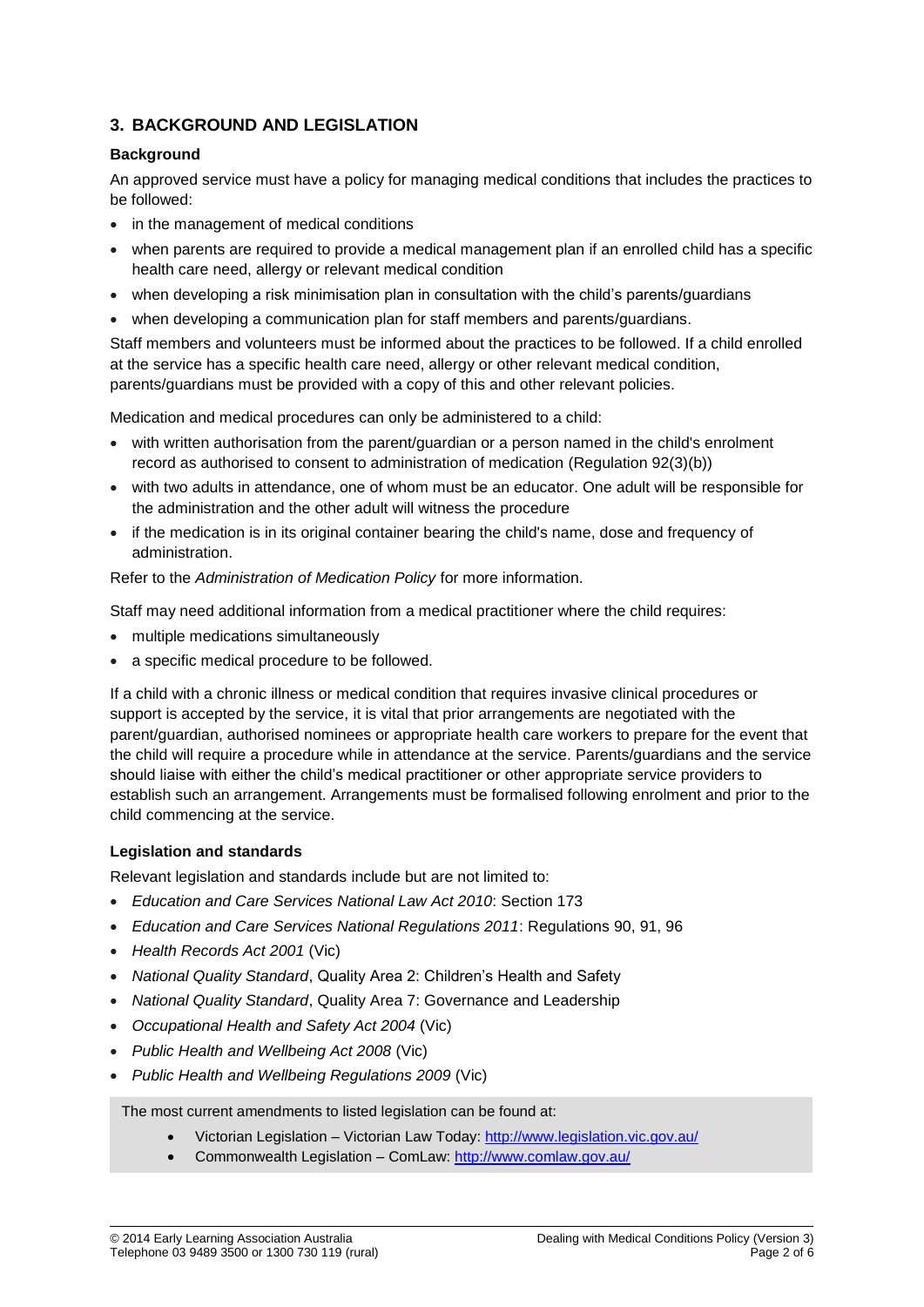## 3. BACKGROUND AND LEGISLATION

### Background

An approved service must have a policy for managing medical conditions that includes the practices to be followed:

- in the management of medical conditions
- when parents are required to provide a medical management plan if an enrolled child has a specific health care need, allergy or relevant medical condition
- when developing a risk minimisation plan in consultation with the child's parents/guardians
- when developing a communication plan for staff members and parents/guardians.

Staff members and volunteers must be informed about the practices to be followed. If a child enrolled at the service has a specific health care need, allergy or other relevant medical condition, parents/guardians must be provided with a copy of this and other relevant policies.

Medication and medical procedures can only be administered to a child:

- with written authorisation from the parent/guardian or a person named in the child's enrolment record as authorised to consent to administration of medication (Regulation 92(3)(b))
- with two adults in attendance, one of whom must be an educator. One adult will be responsible for the administration and the other adult will witness the procedure
- if the medication is in its original container bearing the child's name, dose and frequency of administration.

Refer to the *Administration of Medication Policy* for more information.

Staff may need additional information from a medical practitioner where the child requires:

- multiple medications simultaneously
- a specific medical procedure to be followed.

If a child with a chronic illness or medical condition that requires invasive clinical procedures or support is accepted by the service, it is vital that prior arrangements are negotiated with the parent/guardian, authorised nominees or appropriate health care workers to prepare for the event that the child will require a procedure while in attendance at the service. Parents/guardians and the service should liaise with either the child's medical practitioner or other appropriate service providers to establish such an arrangement. Arrangements must be formalised following enrolment and prior to the child commencing at the service.

### Legislation and standards

Relevant legislation and standards include but are not limited to:

- *Education and Care Services National Law Act 2010*: Section 173
- *Education and Care Services National Regulations 2011*: Regulations 90, 91, 96
- *Health Records Act 2001* (Vic)
- *National Quality Standard*, Quality Area 2: Children's Health and Safety
- *National Quality Standard*, Quality Area 7: Governance and Leadership
- *Occupational Health and Safety Act 2004* (Vic)
- *Public Health and Wellbeing Act 2008* (Vic)
- *Public Health and Wellbeing Regulations 2009* (Vic)

> The most current amendments to listed legislation can be found at:
>
> - Victorian Legislation – Victorian Law Today: http://www.legislation.vic.gov.au/
> - Commonwealth Legislation – ComLaw: http://www.comlaw.gov.au/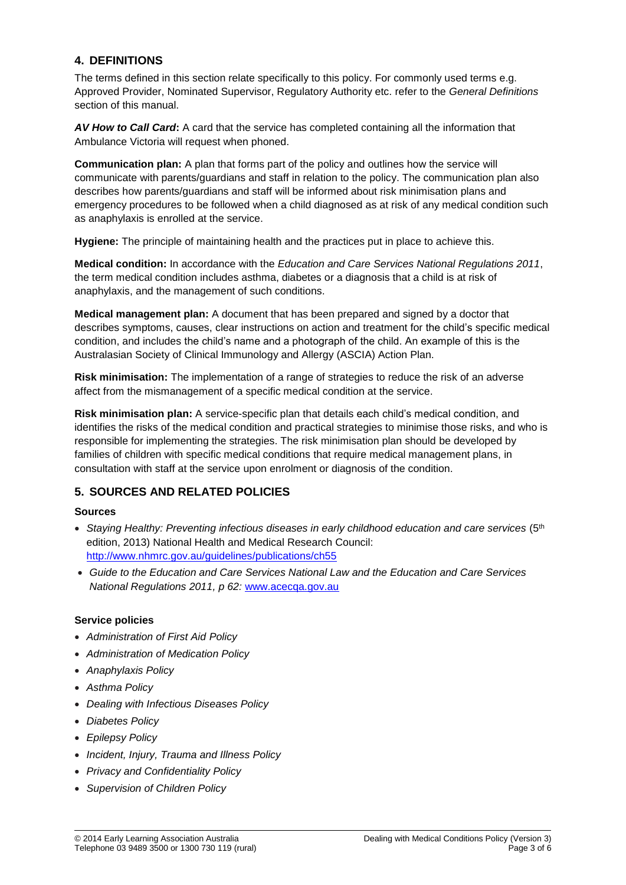## 4. DEFINITIONS

The terms defined in this section relate specifically to this policy. For commonly used terms e.g. Approved Provider, Nominated Supervisor, Regulatory Authority etc. refer to the *General Definitions* section of this manual.

***AV How to Call Card*:** A card that the service has completed containing all the information that Ambulance Victoria will request when phoned.

**Communication plan:** A plan that forms part of the policy and outlines how the service will communicate with parents/guardians and staff in relation to the policy. The communication plan also describes how parents/guardians and staff will be informed about risk minimisation plans and emergency procedures to be followed when a child diagnosed as at risk of any medical condition such as anaphylaxis is enrolled at the service.

**Hygiene:** The principle of maintaining health and the practices put in place to achieve this.

**Medical condition:** In accordance with the *Education and Care Services National Regulations 2011*, the term medical condition includes asthma, diabetes or a diagnosis that a child is at risk of anaphylaxis, and the management of such conditions.

**Medical management plan:** A document that has been prepared and signed by a doctor that describes symptoms, causes, clear instructions on action and treatment for the child's specific medical condition, and includes the child's name and a photograph of the child. An example of this is the Australasian Society of Clinical Immunology and Allergy (ASCIA) Action Plan.

**Risk minimisation:** The implementation of a range of strategies to reduce the risk of an adverse affect from the mismanagement of a specific medical condition at the service.

**Risk minimisation plan:** A service-specific plan that details each child's medical condition, and identifies the risks of the medical condition and practical strategies to minimise those risks, and who is responsible for implementing the strategies. The risk minimisation plan should be developed by families of children with specific medical conditions that require medical management plans, in consultation with staff at the service upon enrolment or diagnosis of the condition.

## 5. SOURCES AND RELATED POLICIES

### Sources

- *Staying Healthy: Preventing infectious diseases in early childhood education and care services* (5th edition, 2013) National Health and Medical Research Council: http://www.nhmrc.gov.au/guidelines/publications/ch55
- *Guide to the Education and Care Services National Law and the Education and Care Services National Regulations 2011, p 62:* www.acecqa.gov.au

### Service policies

- *Administration of First Aid Policy*
- *Administration of Medication Policy*
- *Anaphylaxis Policy*
- *Asthma Policy*
- *Dealing with Infectious Diseases Policy*
- *Diabetes Policy*
- *Epilepsy Policy*
- *Incident, Injury, Trauma and Illness Policy*
- *Privacy and Confidentiality Policy*
- *Supervision of Children Policy*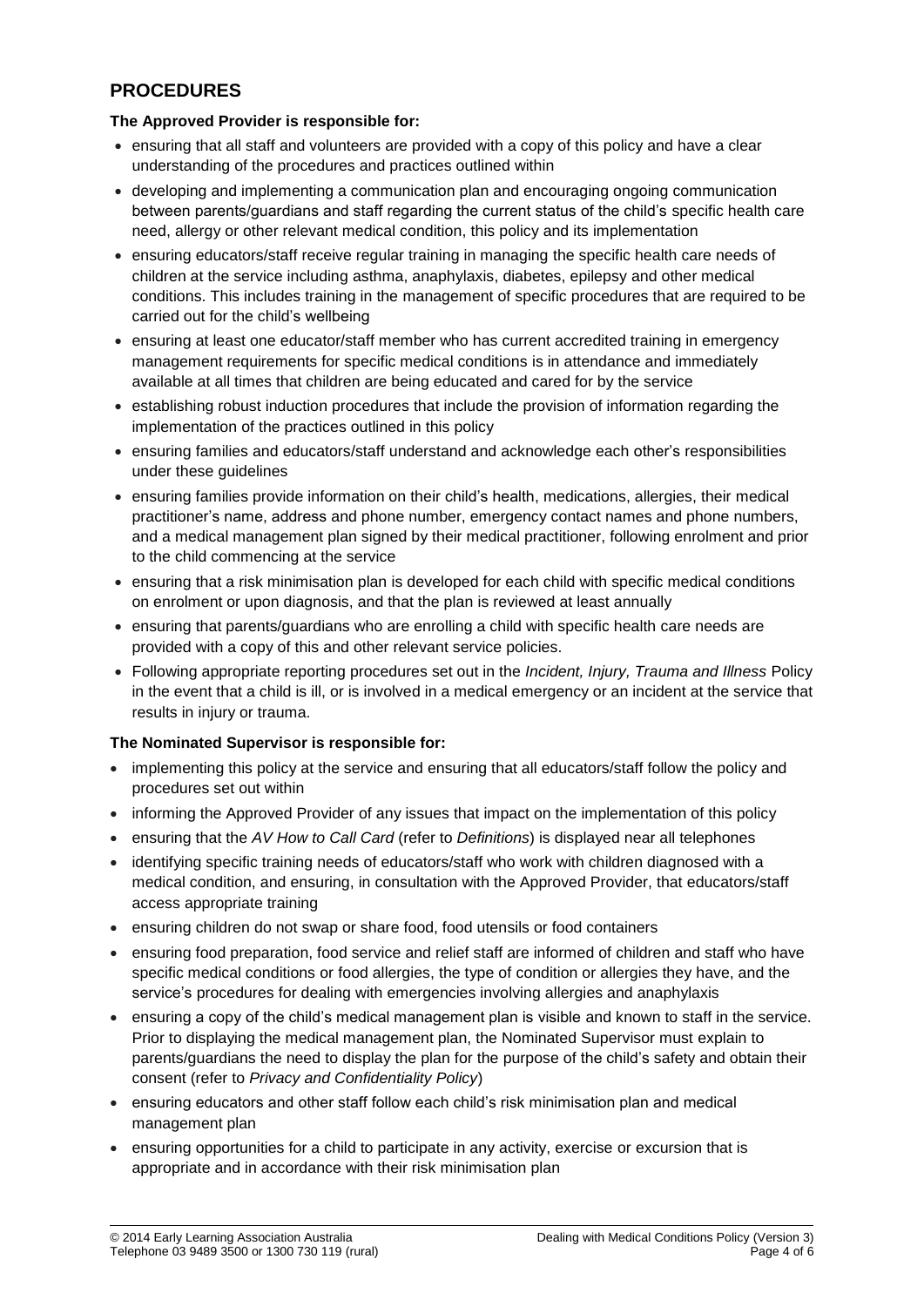## PROCEDURES

**The Approved Provider is responsible for:**

- ensuring that all staff and volunteers are provided with a copy of this policy and have a clear understanding of the procedures and practices outlined within
- developing and implementing a communication plan and encouraging ongoing communication between parents/guardians and staff regarding the current status of the child's specific health care need, allergy or other relevant medical condition, this policy and its implementation
- ensuring educators/staff receive regular training in managing the specific health care needs of children at the service including asthma, anaphylaxis, diabetes, epilepsy and other medical conditions. This includes training in the management of specific procedures that are required to be carried out for the child's wellbeing
- ensuring at least one educator/staff member who has current accredited training in emergency management requirements for specific medical conditions is in attendance and immediately available at all times that children are being educated and cared for by the service
- establishing robust induction procedures that include the provision of information regarding the implementation of the practices outlined in this policy
- ensuring families and educators/staff understand and acknowledge each other's responsibilities under these guidelines
- ensuring families provide information on their child's health, medications, allergies, their medical practitioner's name, address and phone number, emergency contact names and phone numbers, and a medical management plan signed by their medical practitioner, following enrolment and prior to the child commencing at the service
- ensuring that a risk minimisation plan is developed for each child with specific medical conditions on enrolment or upon diagnosis, and that the plan is reviewed at least annually
- ensuring that parents/guardians who are enrolling a child with specific health care needs are provided with a copy of this and other relevant service policies.
- Following appropriate reporting procedures set out in the *Incident, Injury, Trauma and Illness* Policy in the event that a child is ill, or is involved in a medical emergency or an incident at the service that results in injury or trauma.

**The Nominated Supervisor is responsible for:**

- implementing this policy at the service and ensuring that all educators/staff follow the policy and procedures set out within
- informing the Approved Provider of any issues that impact on the implementation of this policy
- ensuring that the *AV How to Call Card* (refer to *Definitions*) is displayed near all telephones
- identifying specific training needs of educators/staff who work with children diagnosed with a medical condition, and ensuring, in consultation with the Approved Provider, that educators/staff access appropriate training
- ensuring children do not swap or share food, food utensils or food containers
- ensuring food preparation, food service and relief staff are informed of children and staff who have specific medical conditions or food allergies, the type of condition or allergies they have, and the service's procedures for dealing with emergencies involving allergies and anaphylaxis
- ensuring a copy of the child's medical management plan is visible and known to staff in the service. Prior to displaying the medical management plan, the Nominated Supervisor must explain to parents/guardians the need to display the plan for the purpose of the child's safety and obtain their consent (refer to *Privacy and Confidentiality Policy*)
- ensuring educators and other staff follow each child's risk minimisation plan and medical management plan
- ensuring opportunities for a child to participate in any activity, exercise or excursion that is appropriate and in accordance with their risk minimisation plan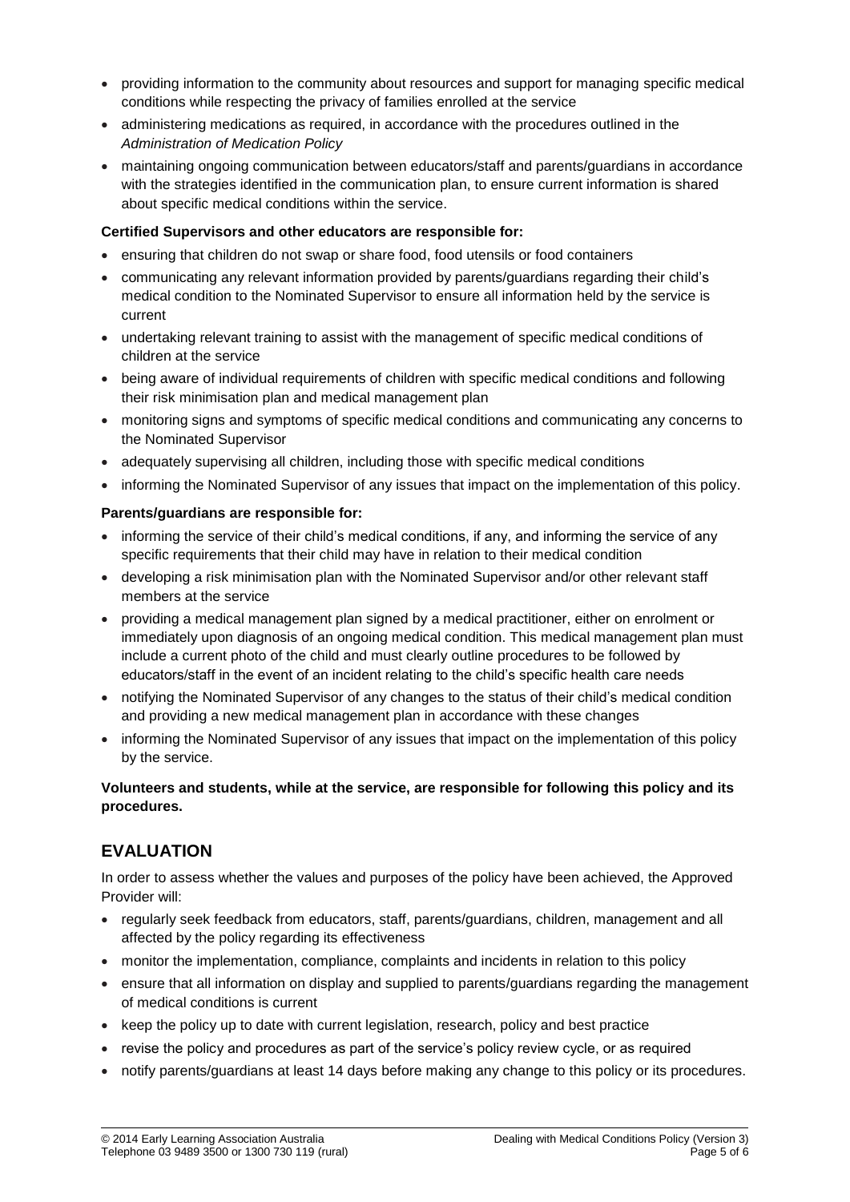- providing information to the community about resources and support for managing specific medical conditions while respecting the privacy of families enrolled at the service
- administering medications as required, in accordance with the procedures outlined in the *Administration of Medication Policy*
- maintaining ongoing communication between educators/staff and parents/guardians in accordance with the strategies identified in the communication plan, to ensure current information is shared about specific medical conditions within the service.

**Certified Supervisors and other educators are responsible for:**

- ensuring that children do not swap or share food, food utensils or food containers
- communicating any relevant information provided by parents/guardians regarding their child's medical condition to the Nominated Supervisor to ensure all information held by the service is current
- undertaking relevant training to assist with the management of specific medical conditions of children at the service
- being aware of individual requirements of children with specific medical conditions and following their risk minimisation plan and medical management plan
- monitoring signs and symptoms of specific medical conditions and communicating any concerns to the Nominated Supervisor
- adequately supervising all children, including those with specific medical conditions
- informing the Nominated Supervisor of any issues that impact on the implementation of this policy.

**Parents/guardians are responsible for:**

- informing the service of their child's medical conditions, if any, and informing the service of any specific requirements that their child may have in relation to their medical condition
- developing a risk minimisation plan with the Nominated Supervisor and/or other relevant staff members at the service
- providing a medical management plan signed by a medical practitioner, either on enrolment or immediately upon diagnosis of an ongoing medical condition. This medical management plan must include a current photo of the child and must clearly outline procedures to be followed by educators/staff in the event of an incident relating to the child's specific health care needs
- notifying the Nominated Supervisor of any changes to the status of their child's medical condition and providing a new medical management plan in accordance with these changes
- informing the Nominated Supervisor of any issues that impact on the implementation of this policy by the service.

**Volunteers and students, while at the service, are responsible for following this policy and its procedures.**

## EVALUATION

In order to assess whether the values and purposes of the policy have been achieved, the Approved Provider will:

- regularly seek feedback from educators, staff, parents/guardians, children, management and all affected by the policy regarding its effectiveness
- monitor the implementation, compliance, complaints and incidents in relation to this policy
- ensure that all information on display and supplied to parents/guardians regarding the management of medical conditions is current
- keep the policy up to date with current legislation, research, policy and best practice
- revise the policy and procedures as part of the service's policy review cycle, or as required
- notify parents/guardians at least 14 days before making any change to this policy or its procedures.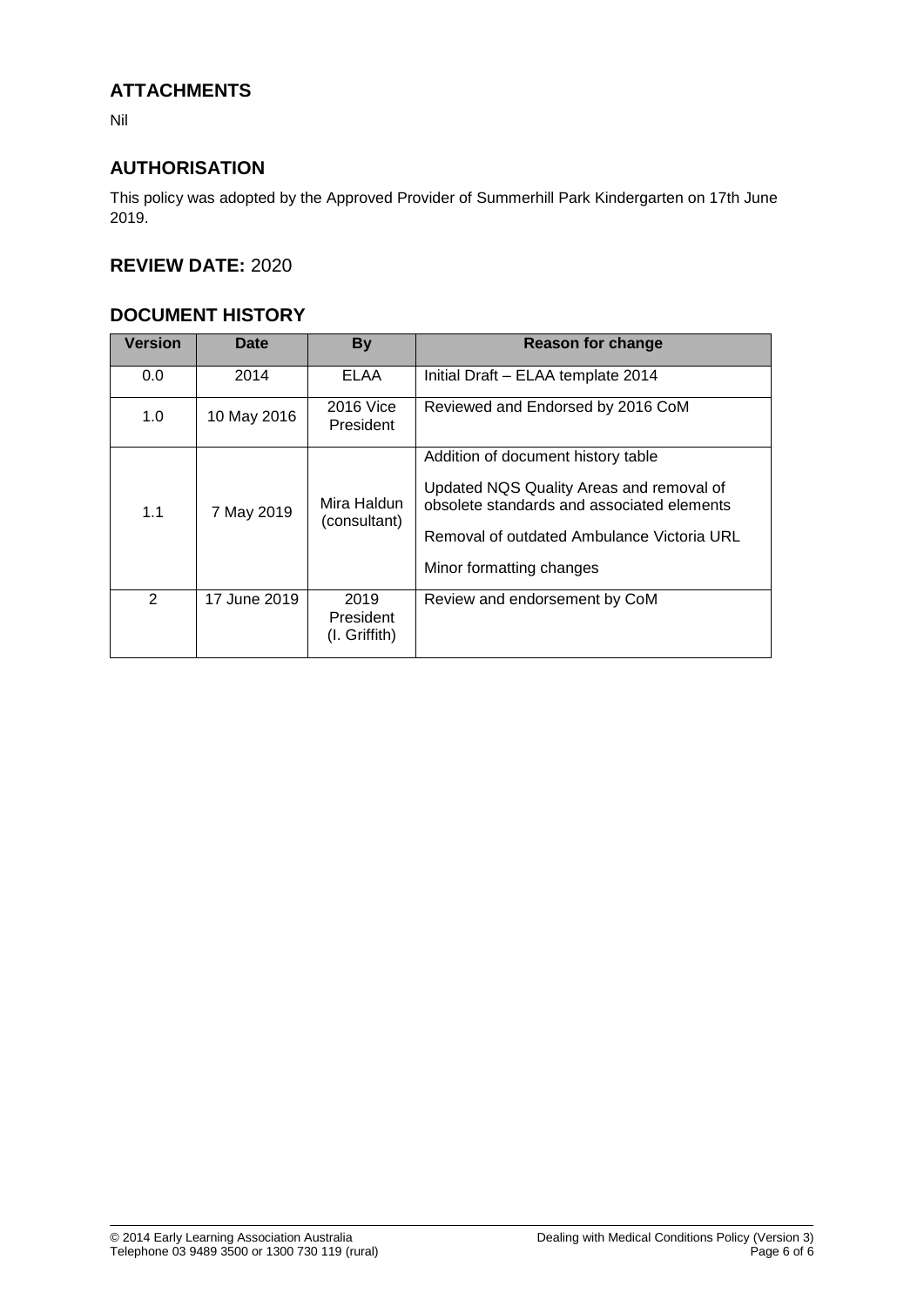## ATTACHMENTS

Nil

## AUTHORISATION

This policy was adopted by the Approved Provider of Summerhill Park Kindergarten on 17th June 2019.

## REVIEW DATE: 2020

## DOCUMENT HISTORY

| Version | Date | By | Reason for change |
|---|---|---|---|
| 0.0 | 2014 | ELAA | Initial Draft – ELAA template 2014 |
| 1.0 | 10 May 2016 | 2016 Vice President | Reviewed and Endorsed by 2016 CoM |
| 1.1 | 7 May 2019 | Mira Haldun (consultant) | Addition of document history table<br><br>Updated NQS Quality Areas and removal of obsolete standards and associated elements<br><br>Removal of outdated Ambulance Victoria URL<br><br>Minor formatting changes |
| 2 | 17 June 2019 | 2019 President (I. Griffith) | Review and endorsement by CoM |